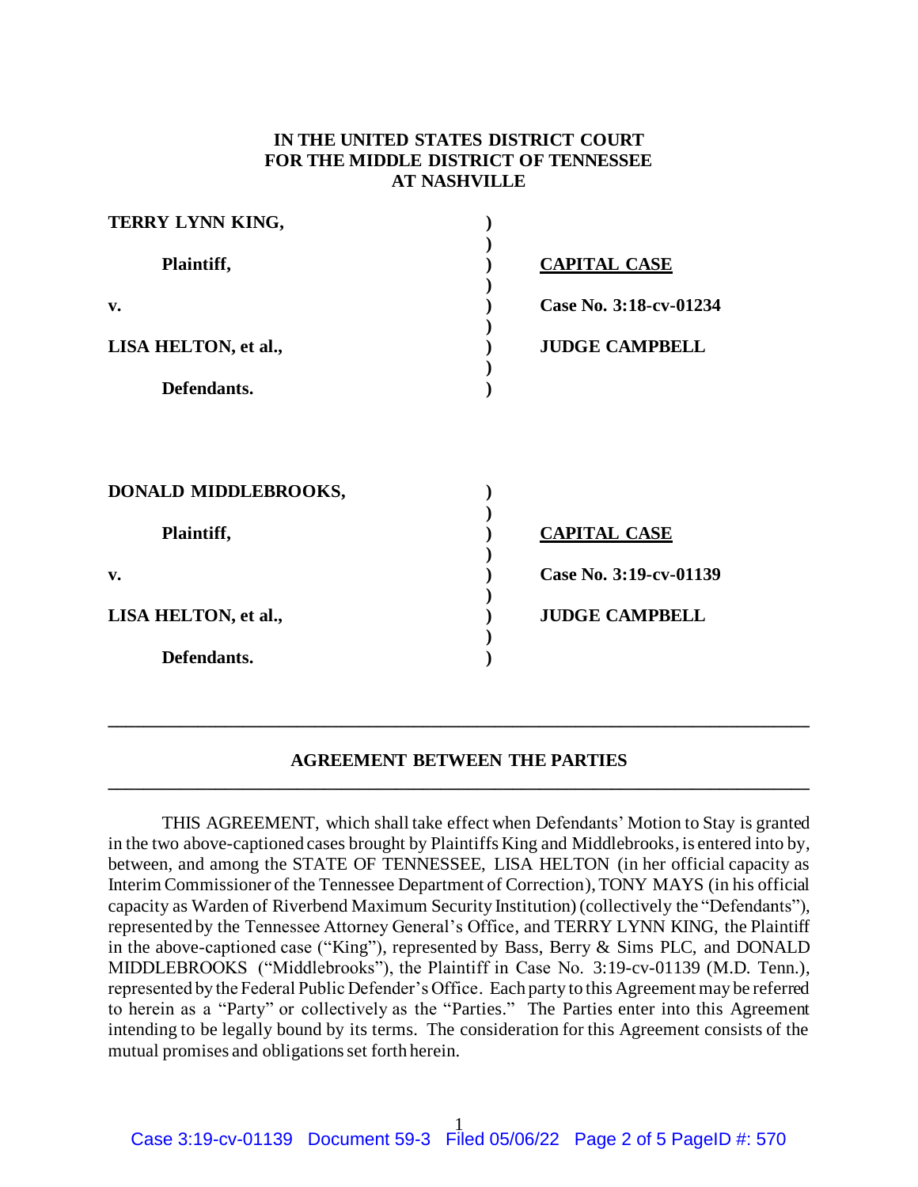**IN THE UNITED STATES DISTRICT COURT**
**FOR THE MIDDLE DISTRICT OF TENNESSEE**
**AT NASHVILLE**

| | | |
|---|---|---|
| **TERRY LYNN KING,** | ) | |
| **Plaintiff,** | ) | **CAPITAL CASE** |
| **v.** | ) | **Case No. 3:18-cv-01234** |
| **LISA HELTON, et al.,** | ) | **JUDGE CAMPBELL** |
| **Defendants.** | ) | |

| | | |
|---|---|---|
| **DONALD MIDDLEBROOKS,** | ) | |
| **Plaintiff,** | ) | **CAPITAL CASE** |
| **v.** | ) | **Case No. 3:19-cv-01139** |
| **LISA HELTON, et al.,** | ) | **JUDGE CAMPBELL** |
| **Defendants.** | ) | |

---

## AGREEMENT BETWEEN THE PARTIES

---

THIS AGREEMENT, which shall take effect when Defendants' Motion to Stay is granted in the two above-captioned cases brought by Plaintiffs King and Middlebrooks, is entered into by, between, and among the STATE OF TENNESSEE, LISA HELTON (in her official capacity as Interim Commissioner of the Tennessee Department of Correction), TONY MAYS (in his official capacity as Warden of Riverbend Maximum Security Institution) (collectively the "Defendants"), represented by the Tennessee Attorney General's Office, and TERRY LYNN KING, the Plaintiff in the above-captioned case ("King"), represented by Bass, Berry & Sims PLC, and DONALD MIDDLEBROOKS ("Middlebrooks"), the Plaintiff in Case No. 3:19-cv-01139 (M.D. Tenn.), represented by the Federal Public Defender's Office. Each party to this Agreement may be referred to herein as a "Party" or collectively as the "Parties." The Parties enter into this Agreement intending to be legally bound by its terms. The consideration for this Agreement consists of the mutual promises and obligations set forth herein.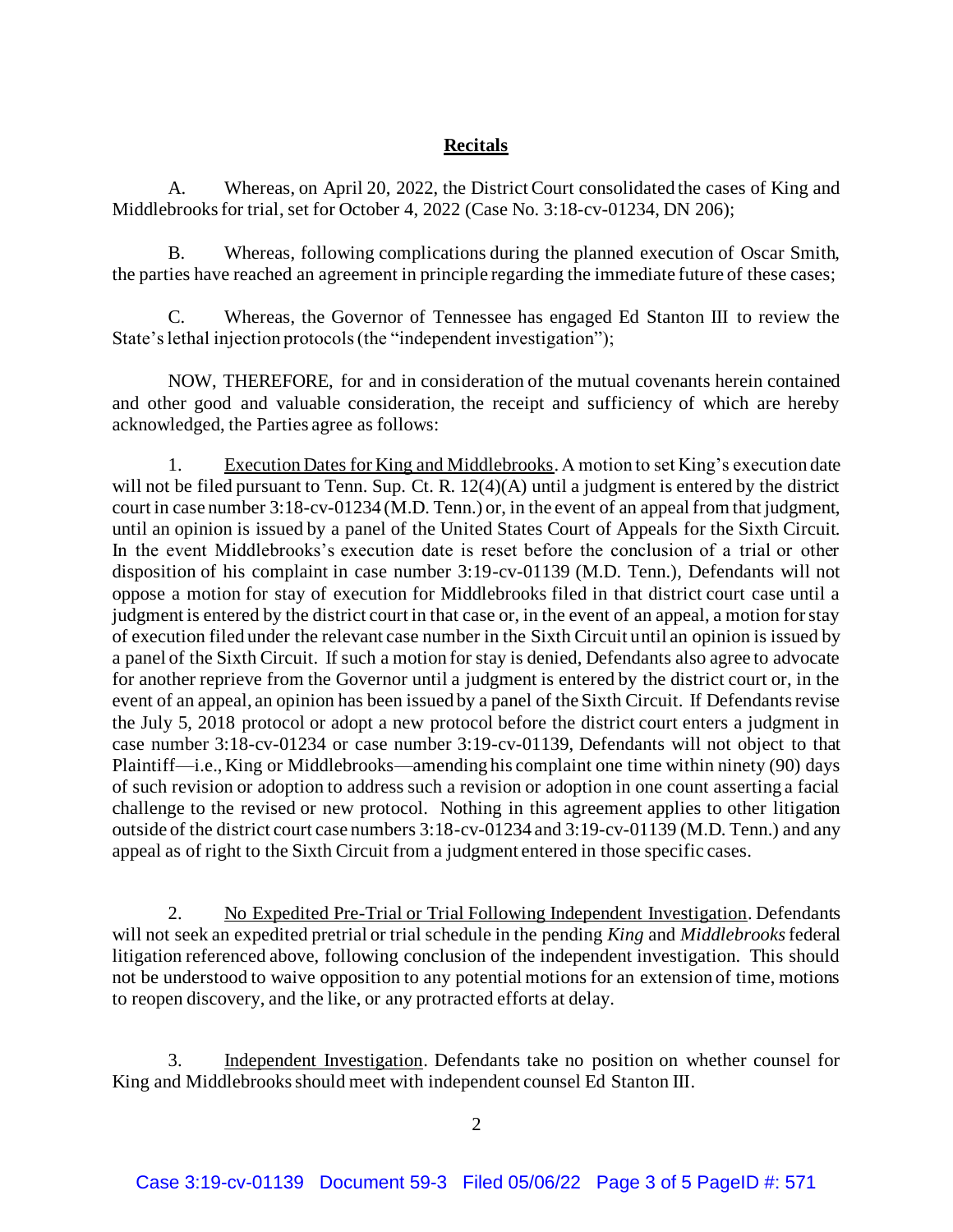## Recitals

A. Whereas, on April 20, 2022, the District Court consolidated the cases of King and Middlebrooks for trial, set for October 4, 2022 (Case No. 3:18-cv-01234, DN 206);

B. Whereas, following complications during the planned execution of Oscar Smith, the parties have reached an agreement in principle regarding the immediate future of these cases;

C. Whereas, the Governor of Tennessee has engaged Ed Stanton III to review the State's lethal injection protocols (the "independent investigation");

NOW, THEREFORE, for and in consideration of the mutual covenants herein contained and other good and valuable consideration, the receipt and sufficiency of which are hereby acknowledged, the Parties agree as follows:

1. Execution Dates for King and Middlebrooks. A motion to set King's execution date will not be filed pursuant to Tenn. Sup. Ct. R. 12(4)(A) until a judgment is entered by the district court in case number 3:18-cv-01234 (M.D. Tenn.) or, in the event of an appeal from that judgment, until an opinion is issued by a panel of the United States Court of Appeals for the Sixth Circuit. In the event Middlebrooks's execution date is reset before the conclusion of a trial or other disposition of his complaint in case number 3:19-cv-01139 (M.D. Tenn.), Defendants will not oppose a motion for stay of execution for Middlebrooks filed in that district court case until a judgment is entered by the district court in that case or, in the event of an appeal, a motion for stay of execution filed under the relevant case number in the Sixth Circuit until an opinion is issued by a panel of the Sixth Circuit. If such a motion for stay is denied, Defendants also agree to advocate for another reprieve from the Governor until a judgment is entered by the district court or, in the event of an appeal, an opinion has been issued by a panel of the Sixth Circuit. If Defendants revise the July 5, 2018 protocol or adopt a new protocol before the district court enters a judgment in case number 3:18-cv-01234 or case number 3:19-cv-01139, Defendants will not object to that Plaintiff—i.e., King or Middlebrooks—amending his complaint one time within ninety (90) days of such revision or adoption to address such a revision or adoption in one count asserting a facial challenge to the revised or new protocol. Nothing in this agreement applies to other litigation outside of the district court case numbers 3:18-cv-01234 and 3:19-cv-01139 (M.D. Tenn.) and any appeal as of right to the Sixth Circuit from a judgment entered in those specific cases.

2. No Expedited Pre-Trial or Trial Following Independent Investigation. Defendants will not seek an expedited pretrial or trial schedule in the pending *King* and *Middlebrooks* federal litigation referenced above, following conclusion of the independent investigation. This should not be understood to waive opposition to any potential motions for an extension of time, motions to reopen discovery, and the like, or any protracted efforts at delay.

3. Independent Investigation. Defendants take no position on whether counsel for King and Middlebrooks should meet with independent counsel Ed Stanton III.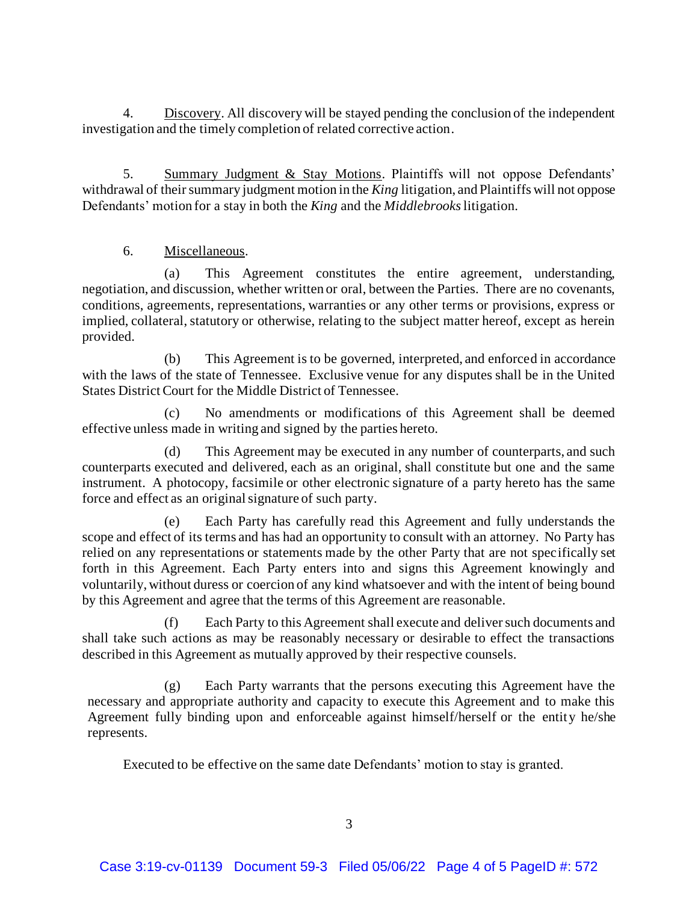4. <u>Discovery</u>. All discovery will be stayed pending the conclusion of the independent investigation and the timely completion of related corrective action.

5. <u>Summary Judgment & Stay Motions</u>. Plaintiffs will not oppose Defendants' withdrawal of their summary judgment motion in the *King* litigation, and Plaintiffs will not oppose Defendants' motion for a stay in both the *King* and the *Middlebrooks* litigation.

6. <u>Miscellaneous</u>.

(a) This Agreement constitutes the entire agreement, understanding, negotiation, and discussion, whether written or oral, between the Parties. There are no covenants, conditions, agreements, representations, warranties or any other terms or provisions, express or implied, collateral, statutory or otherwise, relating to the subject matter hereof, except as herein provided.

(b) This Agreement is to be governed, interpreted, and enforced in accordance with the laws of the state of Tennessee. Exclusive venue for any disputes shall be in the United States District Court for the Middle District of Tennessee.

(c) No amendments or modifications of this Agreement shall be deemed effective unless made in writing and signed by the parties hereto.

(d) This Agreement may be executed in any number of counterparts, and such counterparts executed and delivered, each as an original, shall constitute but one and the same instrument. A photocopy, facsimile or other electronic signature of a party hereto has the same force and effect as an original signature of such party.

(e) Each Party has carefully read this Agreement and fully understands the scope and effect of its terms and has had an opportunity to consult with an attorney. No Party has relied on any representations or statements made by the other Party that are not specifically set forth in this Agreement. Each Party enters into and signs this Agreement knowingly and voluntarily, without duress or coercion of any kind whatsoever and with the intent of being bound by this Agreement and agree that the terms of this Agreement are reasonable.

(f) Each Party to this Agreement shall execute and deliver such documents and shall take such actions as may be reasonably necessary or desirable to effect the transactions described in this Agreement as mutually approved by their respective counsels.

(g) Each Party warrants that the persons executing this Agreement have the necessary and appropriate authority and capacity to execute this Agreement and to make this Agreement fully binding upon and enforceable against himself/herself or the entity he/she represents.

Executed to be effective on the same date Defendants' motion to stay is granted.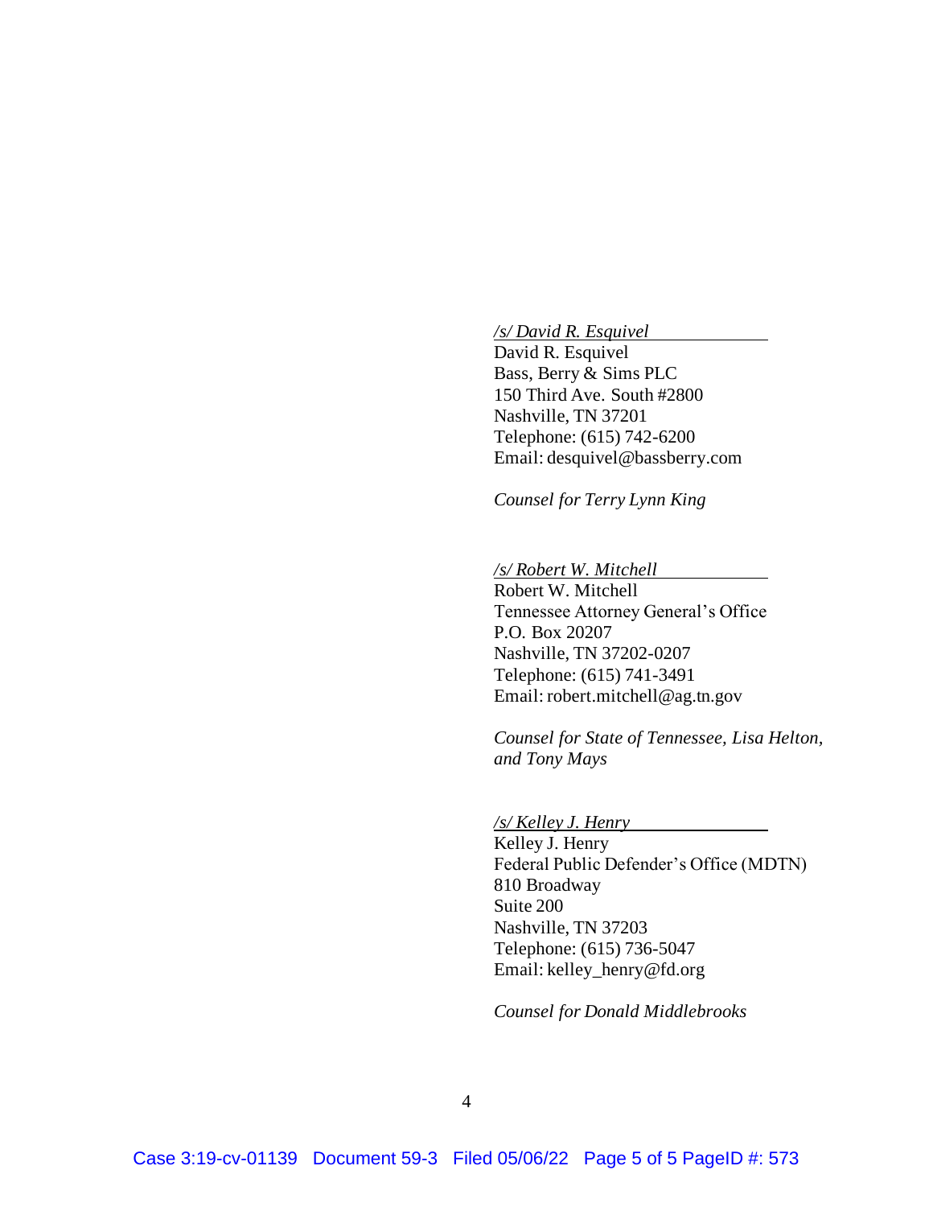*/s/ David R. Esquivel*
David R. Esquivel
Bass, Berry & Sims PLC
150 Third Ave. South #2800
Nashville, TN 37201
Telephone: (615) 742-6200
Email: desquivel@bassberry.com

*Counsel for Terry Lynn King*

*/s/ Robert W. Mitchell*
Robert W. Mitchell
Tennessee Attorney General's Office
P.O. Box 20207
Nashville, TN 37202-0207
Telephone: (615) 741-3491
Email: robert.mitchell@ag.tn.gov

*Counsel for State of Tennessee, Lisa Helton, and Tony Mays*

*/s/ Kelley J. Henry*
Kelley J. Henry
Federal Public Defender's Office (MDTN)
810 Broadway
Suite 200
Nashville, TN 37203
Telephone: (615) 736-5047
Email: kelley_henry@fd.org

*Counsel for Donald Middlebrooks*